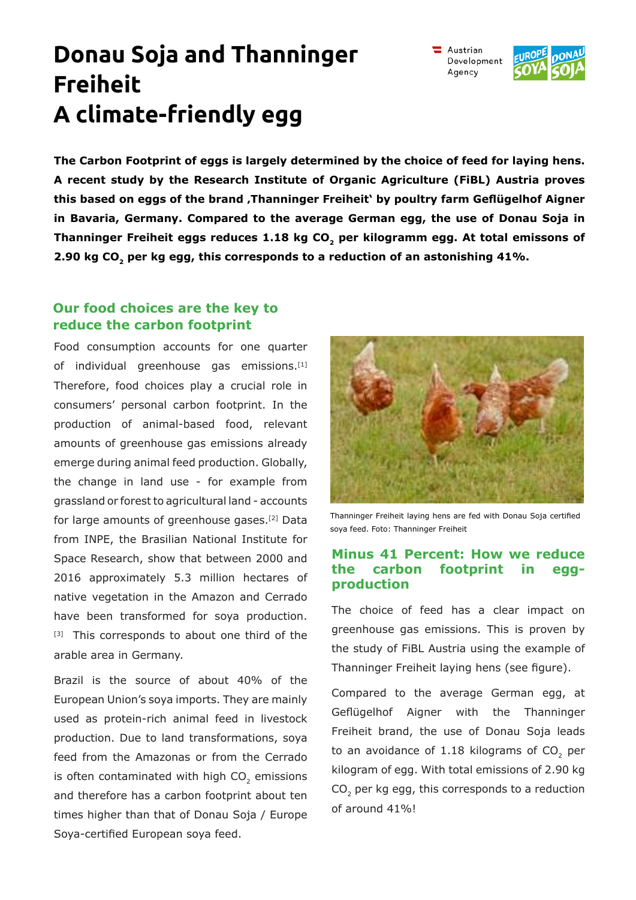# Donau Soja and Thanninger Freiheit
# A climate-friendly egg

**The Carbon Footprint of eggs is largely determined by the choice of feed for laying hens. A recent study by the Research Institute of Organic Agriculture (FiBL) Austria proves this based on eggs of the brand ‚Thanninger Freiheit' by poultry farm Geflügelhof Aigner in Bavaria, Germany. Compared to the average German egg, the use of Donau Soja in Thanninger Freiheit eggs reduces 1.18 kg $CO_2$ per kilogramm egg. At total emissons of 2.90 kg $CO_2$ per kg egg, this corresponds to a reduction of an astonishing 41%.**

## Our food choices are the key to reduce the carbon footprint

Food consumption accounts for one quarter of individual greenhouse gas emissions.[1] Therefore, food choices play a crucial role in consumers' personal carbon footprint. In the production of animal-based food, relevant amounts of greenhouse gas emissions already emerge during animal feed production. Globally, the change in land use - for example from grassland or forest to agricultural land - accounts for large amounts of greenhouse gases.[2] Data from INPE, the Brasilian National Institute for Space Research, show that between 2000 and 2016 approximately 5.3 million hectares of native vegetation in the Amazon and Cerrado have been transformed for soya production. [3] This corresponds to about one third of the arable area in Germany.

Brazil is the source of about 40% of the European Union's soya imports. They are mainly used as protein-rich animal feed in livestock production. Due to land transformations, soya feed from the Amazonas or from the Cerrado is often contaminated with high $CO_2$ emissions and therefore has a carbon footprint about ten times higher than that of Donau Soja / Europe Soya-certified European soya feed.

Thanninger Freiheit laying hens are fed with Donau Soja certified soya feed. Foto: Thanninger Freiheit

## Minus 41 Percent: How we reduce the carbon footprint in egg-production

The choice of feed has a clear impact on greenhouse gas emissions. This is proven by the study of FiBL Austria using the example of Thanninger Freiheit laying hens (see figure).

Compared to the average German egg, at Geflügelhof Aigner with the Thanninger Freiheit brand, the use of Donau Soja leads to an avoidance of 1.18 kilograms of $CO_2$ per kilogram of egg. With total emissions of 2.90 kg $CO_2$ per kg egg, this corresponds to a reduction of around 41%!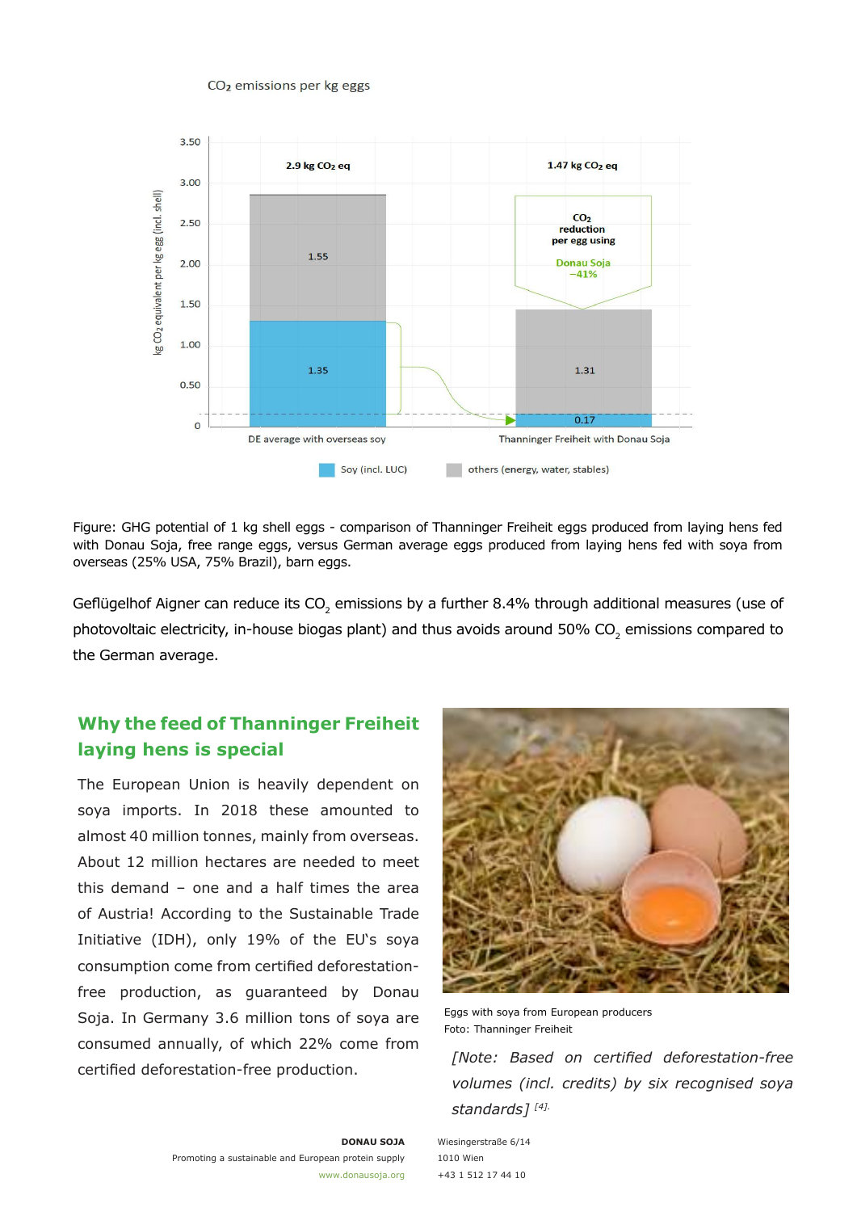Figure: GHG potential of 1 kg shell eggs - comparison of Thanninger Freiheit eggs produced from laying hens fed with Donau Soja, free range eggs, versus German average eggs produced from laying hens fed with soya from overseas (25% USA, 75% Brazil), barn eggs.

Geflügelhof Aigner can reduce its $CO_2$ emissions by a further 8.4% through additional measures (use of photovoltaic electricity, in-house biogas plant) and thus avoids around 50% $CO_2$ emissions compared to the German average.

## Why the feed of Thanninger Freiheit laying hens is special

The European Union is heavily dependent on soya imports. In 2018 these amounted to almost 40 million tonnes, mainly from overseas. About 12 million hectares are needed to meet this demand – one and a half times the area of Austria! According to the Sustainable Trade Initiative (IDH), only 19% of the EU's soya consumption come from certified deforestation-free production, as guaranteed by Donau Soja. In Germany 3.6 million tons of soya are consumed annually, of which 22% come from certified deforestation-free production.

Eggs with soya from European producers
Foto: Thanninger Freiheit

*[Note: Based on certified deforestation-free volumes (incl. credits) by six recognised soya standards]* [4]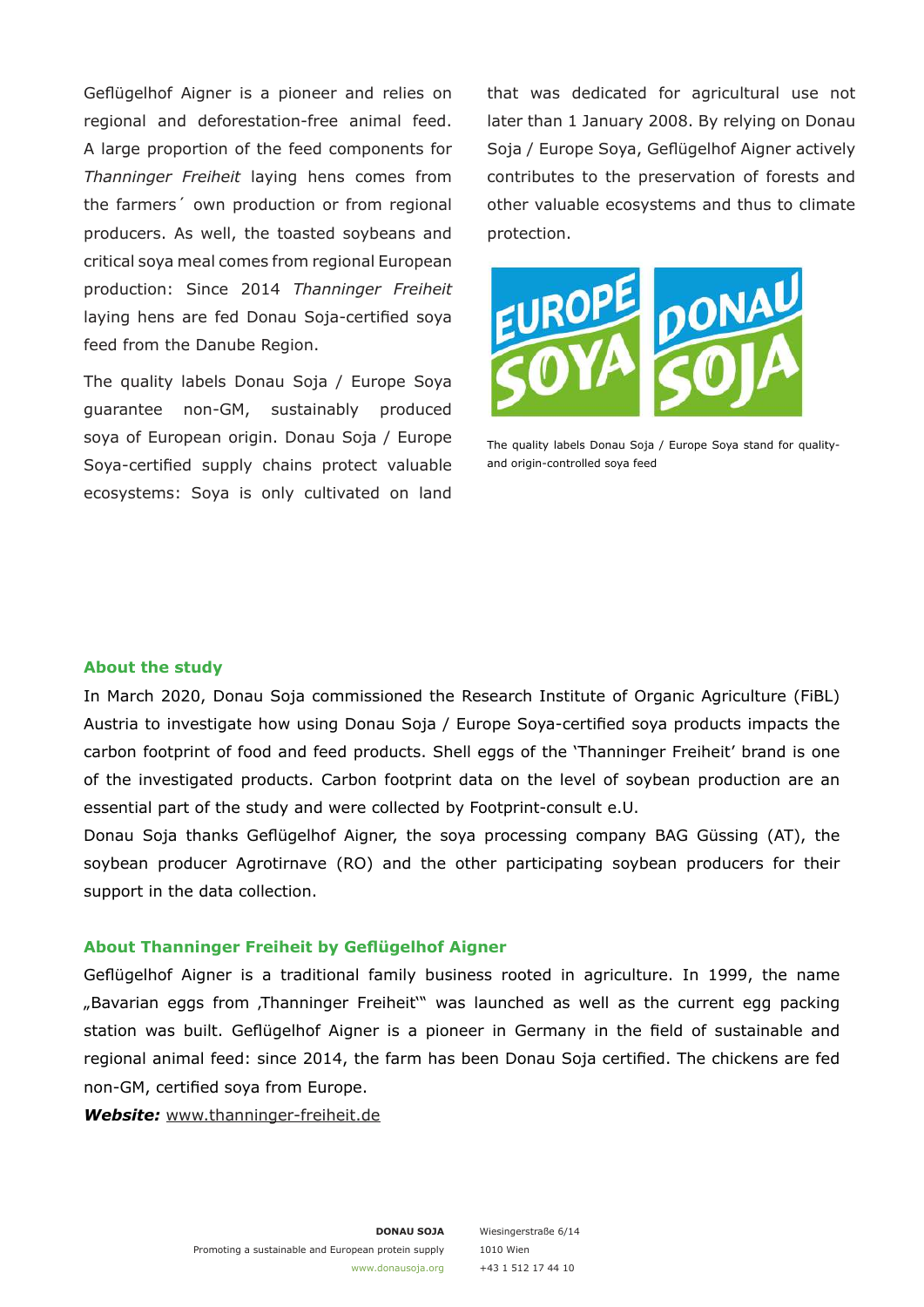Geflügelhof Aigner is a pioneer and relies on regional and deforestation-free animal feed. A large proportion of the feed components for *Thanninger Freiheit* laying hens comes from the farmers´ own production or from regional producers. As well, the toasted soybeans and critical soya meal comes from regional European production: Since 2014 *Thanninger Freiheit* laying hens are fed Donau Soja-certified soya feed from the Danube Region.

The quality labels Donau Soja / Europe Soya guarantee non-GM, sustainably produced soya of European origin. Donau Soja / Europe Soya-certified supply chains protect valuable ecosystems: Soya is only cultivated on land that was dedicated for agricultural use not later than 1 January 2008. By relying on Donau Soja / Europe Soya, Geflügelhof Aigner actively contributes to the preservation of forests and other valuable ecosystems and thus to climate protection.

The quality labels Donau Soja / Europe Soya stand for quality- and origin-controlled soya feed

## About the study

In March 2020, Donau Soja commissioned the Research Institute of Organic Agriculture (FiBL) Austria to investigate how using Donau Soja / Europe Soya-certified soya products impacts the carbon footprint of food and feed products. Shell eggs of the 'Thanninger Freiheit' brand is one of the investigated products. Carbon footprint data on the level of soybean production are an essential part of the study and were collected by Footprint-consult e.U.

Donau Soja thanks Geflügelhof Aigner, the soya processing company BAG Güssing (AT), the soybean producer Agrotirnave (RO) and the other participating soybean producers for their support in the data collection.

## About Thanninger Freiheit by Geflügelhof Aigner

Geflügelhof Aigner is a traditional family business rooted in agriculture. In 1999, the name „Bavarian eggs from ‚Thanninger Freiheit'" was launched as well as the current egg packing station was built. Geflügelhof Aigner is a pioneer in Germany in the field of sustainable and regional animal feed: since 2014, the farm has been Donau Soja certified. The chickens are fed non-GM, certified soya from Europe.

***Website:*** www.thanninger-freiheit.de

**DONAU SOJA**
Promoting a sustainable and European protein supply
www.donausoja.org

Wiesingerstraße 6/14
1010 Wien
+43 1 512 17 44 10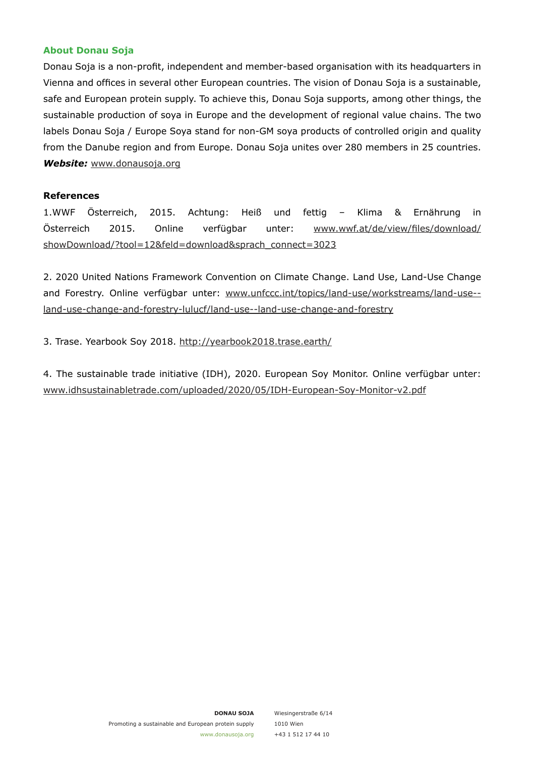### About Donau Soja

Donau Soja is a non-profit, independent and member-based organisation with its headquarters in Vienna and offices in several other European countries. The vision of Donau Soja is a sustainable, safe and European protein supply. To achieve this, Donau Soja supports, among other things, the sustainable production of soya in Europe and the development of regional value chains. The two labels Donau Soja / Europe Soya stand for non-GM soya products of controlled origin and quality from the Danube region and from Europe. Donau Soja unites over 280 members in 25 countries. ***Website:*** www.donausoja.org

### References

1.WWF Österreich, 2015. Achtung: Heiß und fettig – Klima & Ernährung in Österreich 2015. Online verfügbar unter: www.wwf.at/de/view/files/download/showDownload/?tool=12&feld=download&sprach_connect=3023

2. 2020 United Nations Framework Convention on Climate Change. Land Use, Land-Use Change and Forestry. Online verfügbar unter: www.unfccc.int/topics/land-use/workstreams/land-use--land-use-change-and-forestry-lulucf/land-use--land-use-change-and-forestry

3. Trase. Yearbook Soy 2018. http://yearbook2018.trase.earth/

4. The sustainable trade initiative (IDH), 2020. European Soy Monitor. Online verfügbar unter: www.idhsustainabletrade.com/uploaded/2020/05/IDH-European-Soy-Monitor-v2.pdf